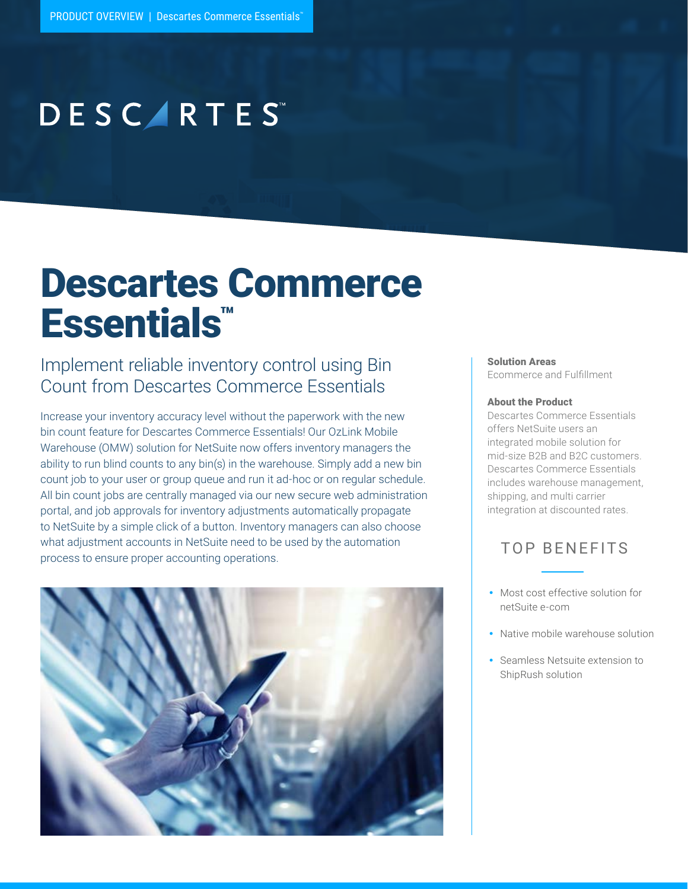PRODUCT OVERVIEW | Descartes Commerce Essentials™

DESCARTES™

# Descartes Commerce Essentials™

## Implement reliable inventory control using Bin Count from Descartes Commerce Essentials

Increase your inventory accuracy level without the paperwork with the new bin count feature for Descartes Commerce Essentials! Our OzLink Mobile Warehouse (OMW) solution for NetSuite now offers inventory managers the ability to run blind counts to any bin(s) in the warehouse. Simply add a new bin count job to your user or group queue and run it ad-hoc or on regular schedule. All bin count jobs are centrally managed via our new secure web administration portal, and job approvals for inventory adjustments automatically propagate to NetSuite by a simple click of a button. Inventory managers can also choose what adjustment accounts in NetSuite need to be used by the automation process to ensure proper accounting operations.

**Solution Areas**
Ecommerce and Fulfillment

**About the Product**
Descartes Commerce Essentials offers NetSuite users an integrated mobile solution for mid-size B2B and B2C customers. Descartes Commerce Essentials includes warehouse management, shipping, and multi carrier integration at discounted rates.

### TOP BENEFITS

- Most cost effective solution for netSuite e-com
- Native mobile warehouse solution
- Seamless Netsuite extension to ShipRush solution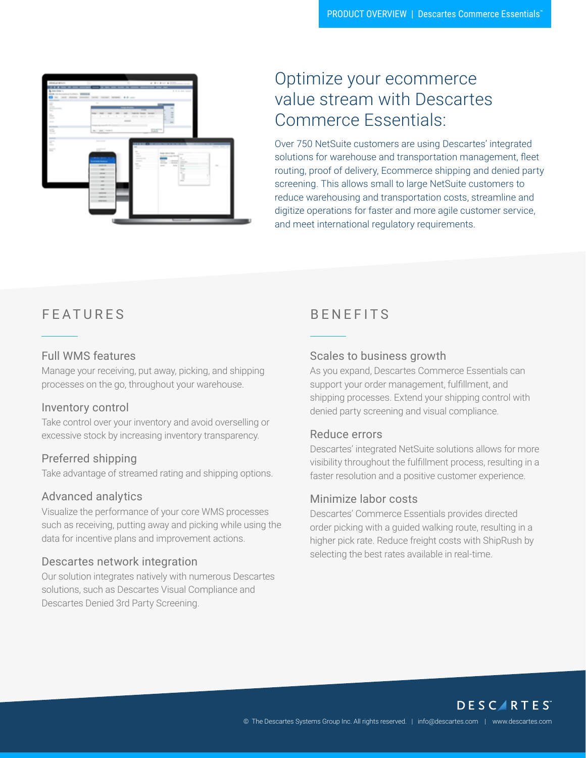# Optimize your ecommerce value stream with Descartes Commerce Essentials:

Over 750 NetSuite customers are using Descartes' integrated solutions for warehouse and transportation management, fleet routing, proof of delivery, Ecommerce shipping and denied party screening. This allows small to large NetSuite customers to reduce warehousing and transportation costs, streamline and digitize operations for faster and more agile customer service, and meet international regulatory requirements.

## FEATURES

### Full WMS features

Manage your receiving, put away, picking, and shipping processes on the go, throughout your warehouse.

### Inventory control

Take control over your inventory and avoid overselling or excessive stock by increasing inventory transparency.

### Preferred shipping

Take advantage of streamed rating and shipping options.

### Advanced analytics

Visualize the performance of your core WMS processes such as receiving, putting away and picking while using the data for incentive plans and improvement actions.

### Descartes network integration

Our solution integrates natively with numerous Descartes solutions, such as Descartes Visual Compliance and Descartes Denied 3rd Party Screening.

## BENEFITS

### Scales to business growth

As you expand, Descartes Commerce Essentials can support your order management, fulfillment, and shipping processes. Extend your shipping control with denied party screening and visual compliance.

### Reduce errors

Descartes' integrated NetSuite solutions allows for more visibility throughout the fulfillment process, resulting in a faster resolution and a positive customer experience.

### Minimize labor costs

Descartes' Commerce Essentials provides directed order picking with a guided walking route, resulting in a higher pick rate. Reduce freight costs with ShipRush by selecting the best rates available in real-time.

DESCARTES™

© The Descartes Systems Group Inc. All rights reserved. | info@descartes.com | www.descartes.com